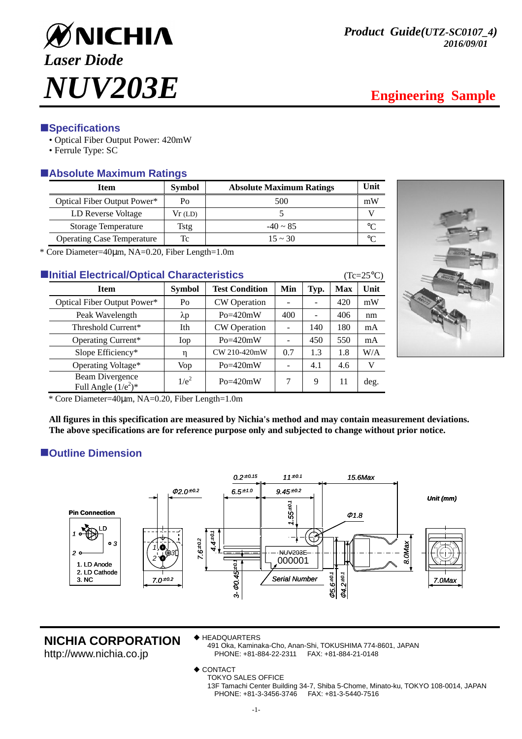# NICHIA

*Product Guide(UTZ-SC0107_4)*
*2016/09/01*

## *Laser Diode*

# *NUV203E*

**Engineering Sample**

## Specifications

- Optical Fiber Output Power: 420mW
- Ferrule Type: SC

## Absolute Maximum Ratings

| Item | Symbol | Absolute Maximum Ratings | Unit |
|---|---|---|---|
| Optical Fiber Output Power* | Po | 500 | mW |
| LD Reverse Voltage | Vr (LD) | 5 | V |
| Storage Temperature | Tstg | -40 ~ 85 | ℃ |
| Operating Case Temperature | Tc | 15 ~ 30 | ℃ |

\* Core Diameter=40μm, NA=0.20, Fiber Length=1.0m

## Initial Electrical/Optical Characteristics

(Tc=25℃)

| Item | Symbol | Test Condition | Min | Typ. | Max | Unit |
|---|---|---|---|---|---|---|
| Optical Fiber Output Power* | Po | CW Operation | - | - | 420 | mW |
| Peak Wavelength | λp | Po=420mW | 400 | - | 406 | nm |
| Threshold Current* | Ith | CW Operation | - | 140 | 180 | mA |
| Operating Current* | Iop | Po=420mW | - | 450 | 550 | mA |
| Slope Efficiency* | η | CW 210-420mW | 0.7 | 1.3 | 1.8 | W/A |
| Operating Voltage* | Vop | Po=420mW | - | 4.1 | 4.6 | V |
| Beam Divergence Full Angle ($1/e^2$)* | $1/e^2$ | Po=420mW | 7 | 9 | 11 | deg. |

\* Core Diameter=40μm, NA=0.20, Fiber Length=1.0m

**All figures in this specification are measured by Nichia's method and may contain measurement deviations.**
**The above specifications are for reference purpose only and subjected to change without prior notice.**

## Outline Dimension

Unit (mm)

**Pin Connection**

1. LD Anode
2. LD Cathode
3. NC

Dimensions: 0.2±0.15, 11±0.1, 15.6Max, Φ2.0±0.2, 6.5±1.0, 9.45±0.2, 1.55±0.1, Φ1.8, 7.6±0.2, 4.4±0.1, 8.0Max, 7.0±0.2, 3-Φ0.45±0.1, Φ5.6±0.1, Φ4.2±0.1, 7.0Max

NUV203E
000001
Serial Number

**NICHIA CORPORATION**
http://www.nichia.co.jp

◆ HEADQUARTERS
491 Oka, Kaminaka-Cho, Anan-Shi, TOKUSHIMA 774-8601, JAPAN
PHONE: +81-884-22-2311 FAX: +81-884-21-0148

◆ CONTACT
TOKYO SALES OFFICE
13F Tamachi Center Building 34-7, Shiba 5-Chome, Minato-ku, TOKYO 108-0014, JAPAN
PHONE: +81-3-3456-3746 FAX: +81-3-5440-7516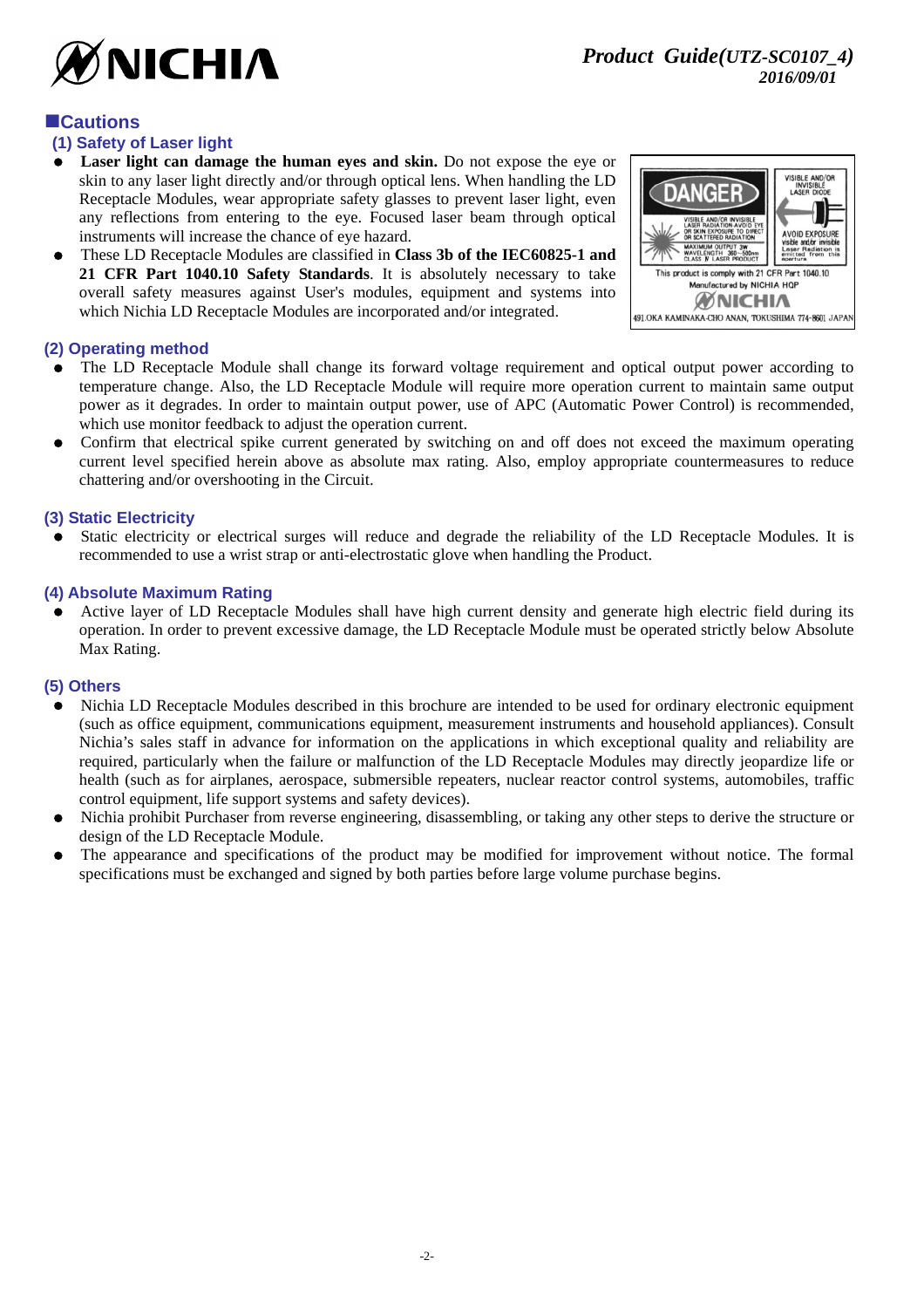## ■Cautions

### (1) Safety of Laser light

- **Laser light can damage the human eyes and skin.** Do not expose the eye or skin to any laser light directly and/or through optical lens. When handling the LD Receptacle Modules, wear appropriate safety glasses to prevent laser light, even any reflections from entering to the eye. Focused laser beam through optical instruments will increase the chance of eye hazard.
- These LD Receptacle Modules are classified in **Class 3b of the IEC60825-1 and 21 CFR Part 1040.10 Safety Standards**. It is absolutely necessary to take overall safety measures against User's modules, equipment and systems into which Nichia LD Receptacle Modules are incorporated and/or integrated.

DANGER
VISIBLE AND/OR INVISIBLE LASER RADIATION AVOID EYE OR SKIN EXPOSURE TO DIRECT OR SCATTERED RADIATION
MAXIMUM OUTPUT 3W
WAVELENGTH 380～500nm
CLASS Ⅳ LASER PRODUCT

VISIBLE AND/OR INVISIBLE LASER DIODE
AVOID EXPOSURE visible and/or invisible Laser Radiation is emitted from this aperture

This product is comply with 21 CFR Part 1040.10
Manufactured by NICHIA HQP
NICHIA
491 OKA KAMINAKA-CHO ANAN, TOKUSHIMA 774-8601 JAPAN

### (2) Operating method

- The LD Receptacle Module shall change its forward voltage requirement and optical output power according to temperature change. Also, the LD Receptacle Module will require more operation current to maintain same output power as it degrades. In order to maintain output power, use of APC (Automatic Power Control) is recommended, which use monitor feedback to adjust the operation current.
- Confirm that electrical spike current generated by switching on and off does not exceed the maximum operating current level specified herein above as absolute max rating. Also, employ appropriate countermeasures to reduce chattering and/or overshooting in the Circuit.

### (3) Static Electricity

- Static electricity or electrical surges will reduce and degrade the reliability of the LD Receptacle Modules. It is recommended to use a wrist strap or anti-electrostatic glove when handling the Product.

### (4) Absolute Maximum Rating

- Active layer of LD Receptacle Modules shall have high current density and generate high electric field during its operation. In order to prevent excessive damage, the LD Receptacle Module must be operated strictly below Absolute Max Rating.

### (5) Others

- Nichia LD Receptacle Modules described in this brochure are intended to be used for ordinary electronic equipment (such as office equipment, communications equipment, measurement instruments and household appliances). Consult Nichia's sales staff in advance for information on the applications in which exceptional quality and reliability are required, particularly when the failure or malfunction of the LD Receptacle Modules may directly jeopardize life or health (such as for airplanes, aerospace, submersible repeaters, nuclear reactor control systems, automobiles, traffic control equipment, life support systems and safety devices).
- Nichia prohibit Purchaser from reverse engineering, disassembling, or taking any other steps to derive the structure or design of the LD Receptacle Module.
- The appearance and specifications of the product may be modified for improvement without notice. The formal specifications must be exchanged and signed by both parties before large volume purchase begins.